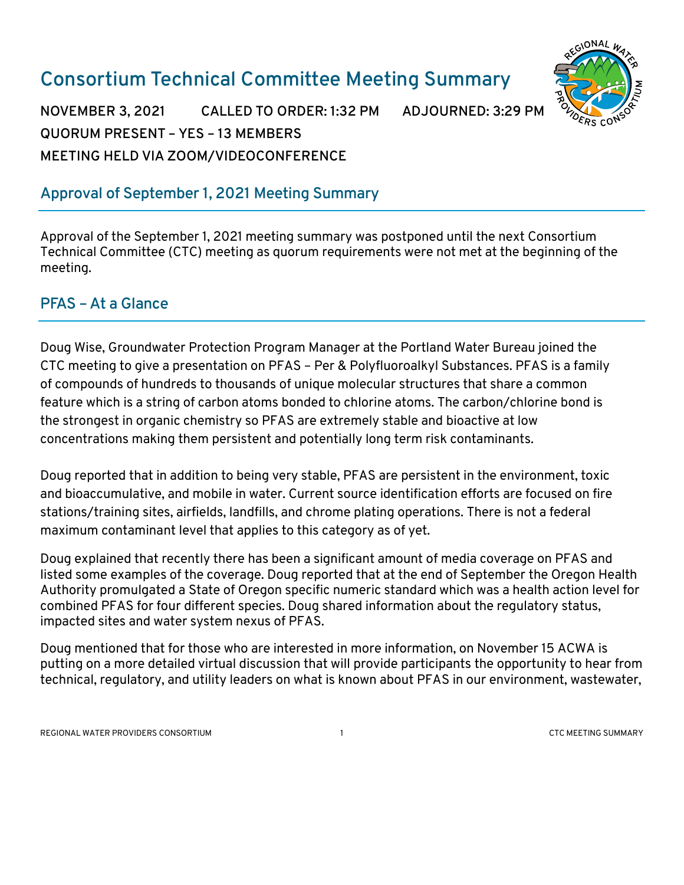# Consortium Technical Committee Meeting Summary

**NOVEMBER 3, 2021 CALLED TO ORDER: 1:32 PM ADJOURNED: 3:29 PM**
**QUORUM PRESENT – YES – 13 MEMBERS**
**MEETING HELD VIA ZOOM/VIDEOCONFERENCE**

## Approval of September 1, 2021 Meeting Summary

Approval of the September 1, 2021 meeting summary was postponed until the next Consortium Technical Committee (CTC) meeting as quorum requirements were not met at the beginning of the meeting.

## PFAS – At a Glance

Doug Wise, Groundwater Protection Program Manager at the Portland Water Bureau joined the CTC meeting to give a presentation on PFAS – Per & Polyfluoroalkyl Substances. PFAS is a family of compounds of hundreds to thousands of unique molecular structures that share a common feature which is a string of carbon atoms bonded to chlorine atoms. The carbon/chlorine bond is the strongest in organic chemistry so PFAS are extremely stable and bioactive at low concentrations making them persistent and potentially long term risk contaminants.

Doug reported that in addition to being very stable, PFAS are persistent in the environment, toxic and bioaccumulative, and mobile in water. Current source identification efforts are focused on fire stations/training sites, airfields, landfills, and chrome plating operations. There is not a federal maximum contaminant level that applies to this category as of yet.

Doug explained that recently there has been a significant amount of media coverage on PFAS and listed some examples of the coverage. Doug reported that at the end of September the Oregon Health Authority promulgated a State of Oregon specific numeric standard which was a health action level for combined PFAS for four different species. Doug shared information about the regulatory status, impacted sites and water system nexus of PFAS.

Doug mentioned that for those who are interested in more information, on November 15 ACWA is putting on a more detailed virtual discussion that will provide participants the opportunity to hear from technical, regulatory, and utility leaders on what is known about PFAS in our environment, wastewater,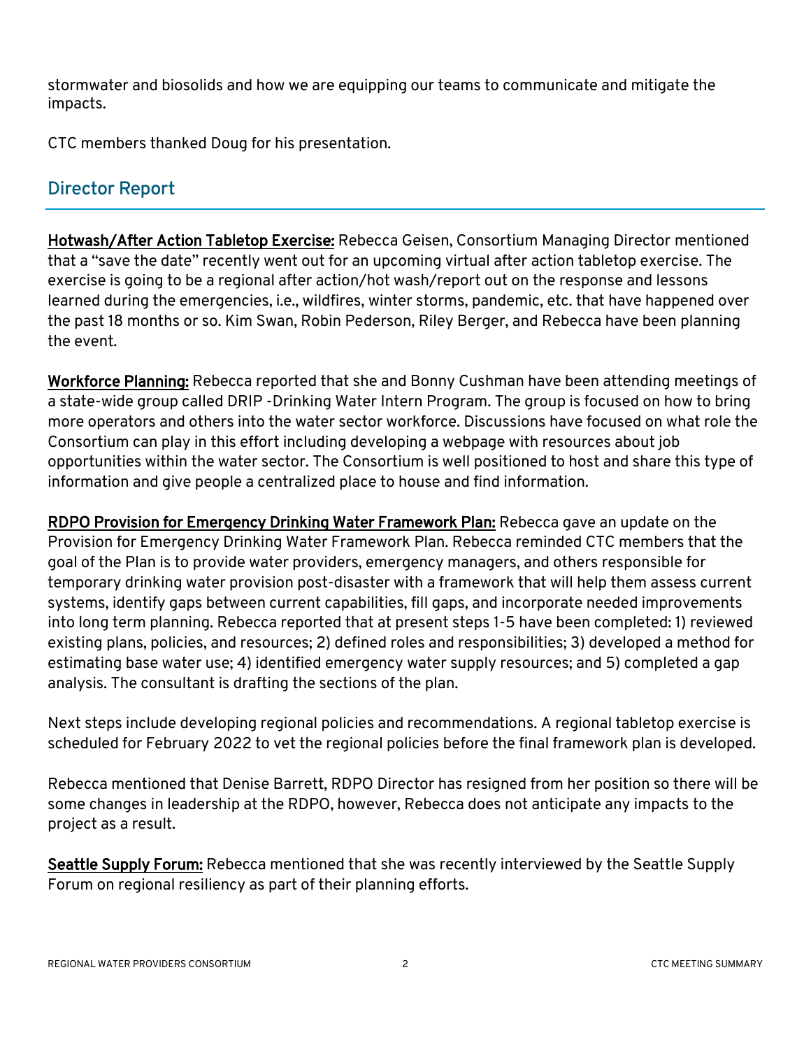stormwater and biosolids and how we are equipping our teams to communicate and mitigate the impacts.

CTC members thanked Doug for his presentation.

## Director Report

**Hotwash/After Action Tabletop Exercise:** Rebecca Geisen, Consortium Managing Director mentioned that a "save the date" recently went out for an upcoming virtual after action tabletop exercise. The exercise is going to be a regional after action/hot wash/report out on the response and lessons learned during the emergencies, i.e., wildfires, winter storms, pandemic, etc. that have happened over the past 18 months or so. Kim Swan, Robin Pederson, Riley Berger, and Rebecca have been planning the event.

**Workforce Planning:** Rebecca reported that she and Bonny Cushman have been attending meetings of a state-wide group called DRIP -Drinking Water Intern Program. The group is focused on how to bring more operators and others into the water sector workforce. Discussions have focused on what role the Consortium can play in this effort including developing a webpage with resources about job opportunities within the water sector. The Consortium is well positioned to host and share this type of information and give people a centralized place to house and find information.

**RDPO Provision for Emergency Drinking Water Framework Plan:** Rebecca gave an update on the Provision for Emergency Drinking Water Framework Plan. Rebecca reminded CTC members that the goal of the Plan is to provide water providers, emergency managers, and others responsible for temporary drinking water provision post-disaster with a framework that will help them assess current systems, identify gaps between current capabilities, fill gaps, and incorporate needed improvements into long term planning. Rebecca reported that at present steps 1-5 have been completed: 1) reviewed existing plans, policies, and resources; 2) defined roles and responsibilities; 3) developed a method for estimating base water use; 4) identified emergency water supply resources; and 5) completed a gap analysis. The consultant is drafting the sections of the plan.

Next steps include developing regional policies and recommendations. A regional tabletop exercise is scheduled for February 2022 to vet the regional policies before the final framework plan is developed.

Rebecca mentioned that Denise Barrett, RDPO Director has resigned from her position so there will be some changes in leadership at the RDPO, however, Rebecca does not anticipate any impacts to the project as a result.

**Seattle Supply Forum:** Rebecca mentioned that she was recently interviewed by the Seattle Supply Forum on regional resiliency as part of their planning efforts.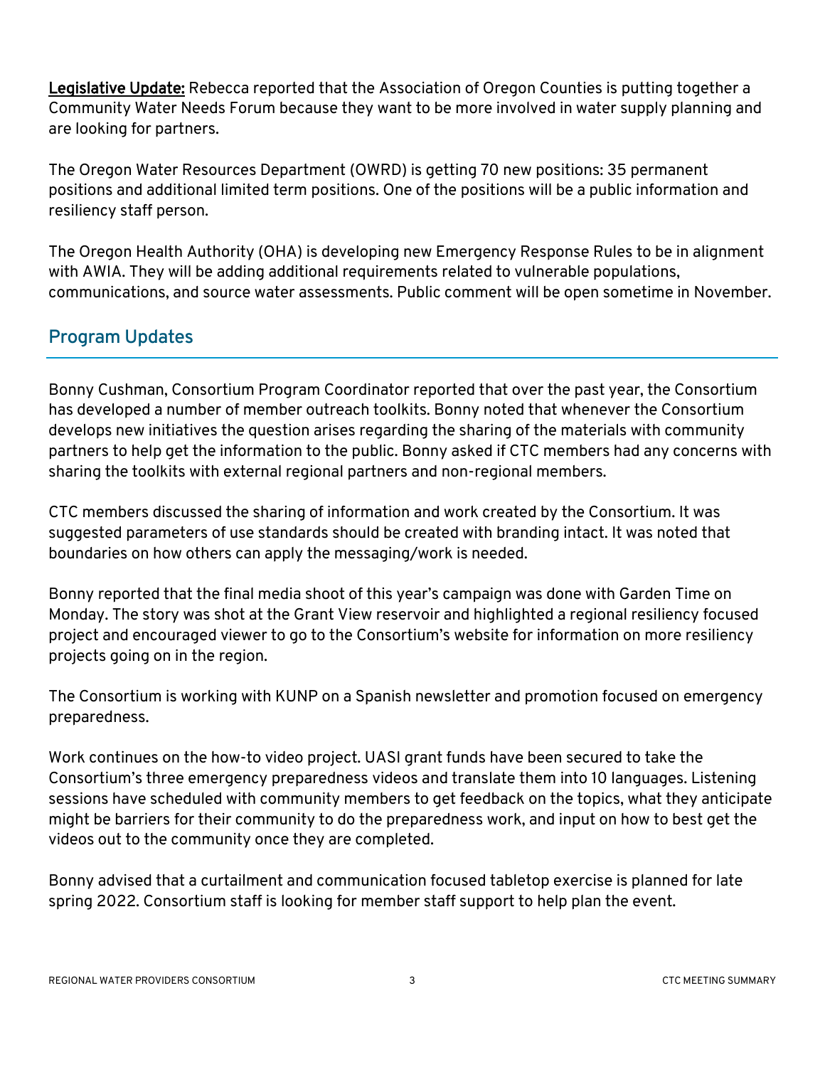**Legislative Update:** Rebecca reported that the Association of Oregon Counties is putting together a Community Water Needs Forum because they want to be more involved in water supply planning and are looking for partners.

The Oregon Water Resources Department (OWRD) is getting 70 new positions: 35 permanent positions and additional limited term positions. One of the positions will be a public information and resiliency staff person.

The Oregon Health Authority (OHA) is developing new Emergency Response Rules to be in alignment with AWIA. They will be adding additional requirements related to vulnerable populations, communications, and source water assessments. Public comment will be open sometime in November.

## Program Updates

Bonny Cushman, Consortium Program Coordinator reported that over the past year, the Consortium has developed a number of member outreach toolkits. Bonny noted that whenever the Consortium develops new initiatives the question arises regarding the sharing of the materials with community partners to help get the information to the public. Bonny asked if CTC members had any concerns with sharing the toolkits with external regional partners and non-regional members.

CTC members discussed the sharing of information and work created by the Consortium. It was suggested parameters of use standards should be created with branding intact. It was noted that boundaries on how others can apply the messaging/work is needed.

Bonny reported that the final media shoot of this year's campaign was done with Garden Time on Monday. The story was shot at the Grant View reservoir and highlighted a regional resiliency focused project and encouraged viewer to go to the Consortium's website for information on more resiliency projects going on in the region.

The Consortium is working with KUNP on a Spanish newsletter and promotion focused on emergency preparedness.

Work continues on the how-to video project. UASI grant funds have been secured to take the Consortium's three emergency preparedness videos and translate them into 10 languages. Listening sessions have scheduled with community members to get feedback on the topics, what they anticipate might be barriers for their community to do the preparedness work, and input on how to best get the videos out to the community once they are completed.

Bonny advised that a curtailment and communication focused tabletop exercise is planned for late spring 2022. Consortium staff is looking for member staff support to help plan the event.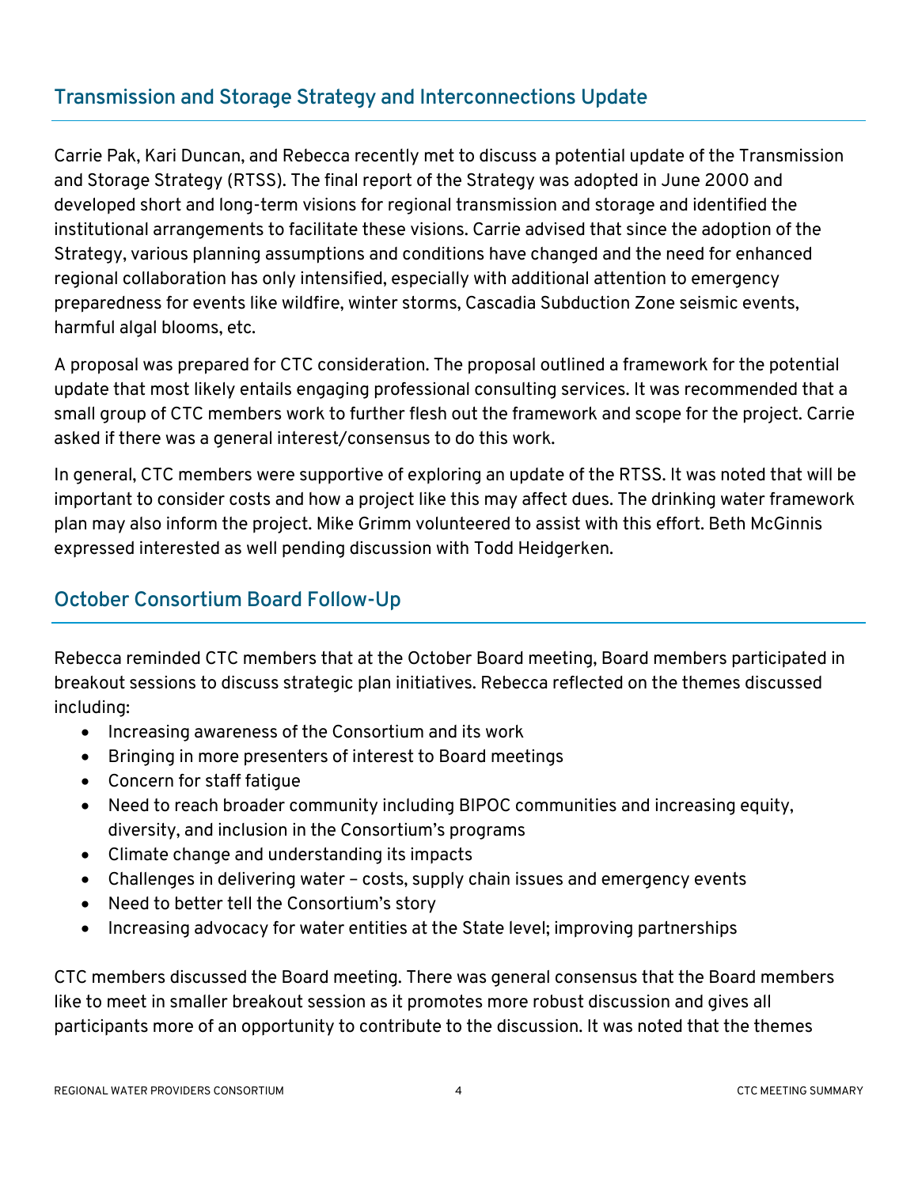## Transmission and Storage Strategy and Interconnections Update

Carrie Pak, Kari Duncan, and Rebecca recently met to discuss a potential update of the Transmission and Storage Strategy (RTSS). The final report of the Strategy was adopted in June 2000 and developed short and long-term visions for regional transmission and storage and identified the institutional arrangements to facilitate these visions. Carrie advised that since the adoption of the Strategy, various planning assumptions and conditions have changed and the need for enhanced regional collaboration has only intensified, especially with additional attention to emergency preparedness for events like wildfire, winter storms, Cascadia Subduction Zone seismic events, harmful algal blooms, etc.

A proposal was prepared for CTC consideration. The proposal outlined a framework for the potential update that most likely entails engaging professional consulting services. It was recommended that a small group of CTC members work to further flesh out the framework and scope for the project. Carrie asked if there was a general interest/consensus to do this work.

In general, CTC members were supportive of exploring an update of the RTSS. It was noted that will be important to consider costs and how a project like this may affect dues. The drinking water framework plan may also inform the project. Mike Grimm volunteered to assist with this effort. Beth McGinnis expressed interested as well pending discussion with Todd Heidgerken.

## October Consortium Board Follow-Up

Rebecca reminded CTC members that at the October Board meeting, Board members participated in breakout sessions to discuss strategic plan initiatives. Rebecca reflected on the themes discussed including:

- Increasing awareness of the Consortium and its work
- Bringing in more presenters of interest to Board meetings
- Concern for staff fatigue
- Need to reach broader community including BIPOC communities and increasing equity, diversity, and inclusion in the Consortium's programs
- Climate change and understanding its impacts
- Challenges in delivering water – costs, supply chain issues and emergency events
- Need to better tell the Consortium's story
- Increasing advocacy for water entities at the State level; improving partnerships

CTC members discussed the Board meeting. There was general consensus that the Board members like to meet in smaller breakout session as it promotes more robust discussion and gives all participants more of an opportunity to contribute to the discussion. It was noted that the themes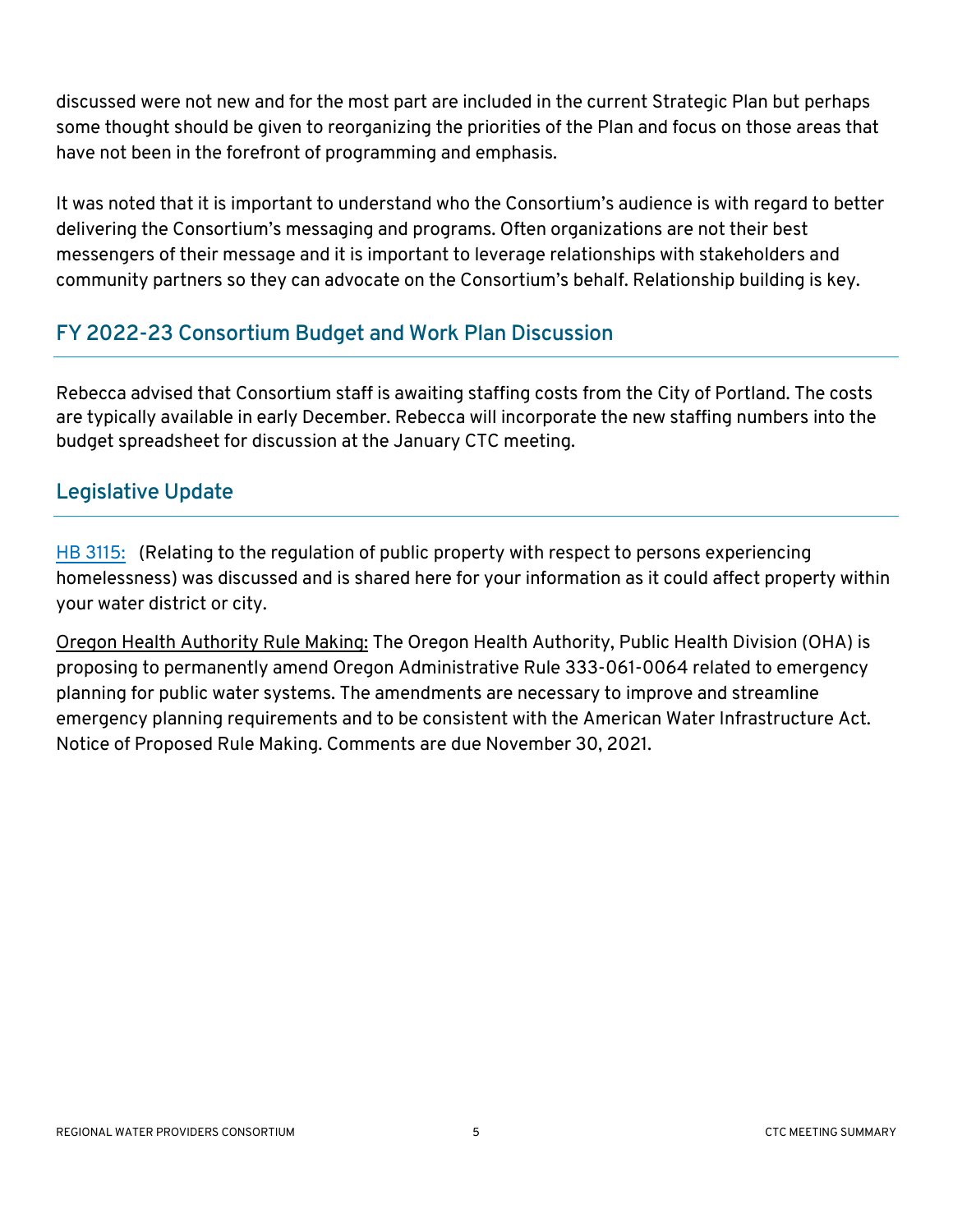discussed were not new and for the most part are included in the current Strategic Plan but perhaps some thought should be given to reorganizing the priorities of the Plan and focus on those areas that have not been in the forefront of programming and emphasis.

It was noted that it is important to understand who the Consortium's audience is with regard to better delivering the Consortium's messaging and programs. Often organizations are not their best messengers of their message and it is important to leverage relationships with stakeholders and community partners so they can advocate on the Consortium's behalf. Relationship building is key.

## FY 2022-23 Consortium Budget and Work Plan Discussion

Rebecca advised that Consortium staff is awaiting staffing costs from the City of Portland. The costs are typically available in early December. Rebecca will incorporate the new staffing numbers into the budget spreadsheet for discussion at the January CTC meeting.

## Legislative Update

HB 3115: (Relating to the regulation of public property with respect to persons experiencing homelessness) was discussed and is shared here for your information as it could affect property within your water district or city.

Oregon Health Authority Rule Making: The Oregon Health Authority, Public Health Division (OHA) is proposing to permanently amend Oregon Administrative Rule 333-061-0064 related to emergency planning for public water systems. The amendments are necessary to improve and streamline emergency planning requirements and to be consistent with the American Water Infrastructure Act. Notice of Proposed Rule Making. Comments are due November 30, 2021.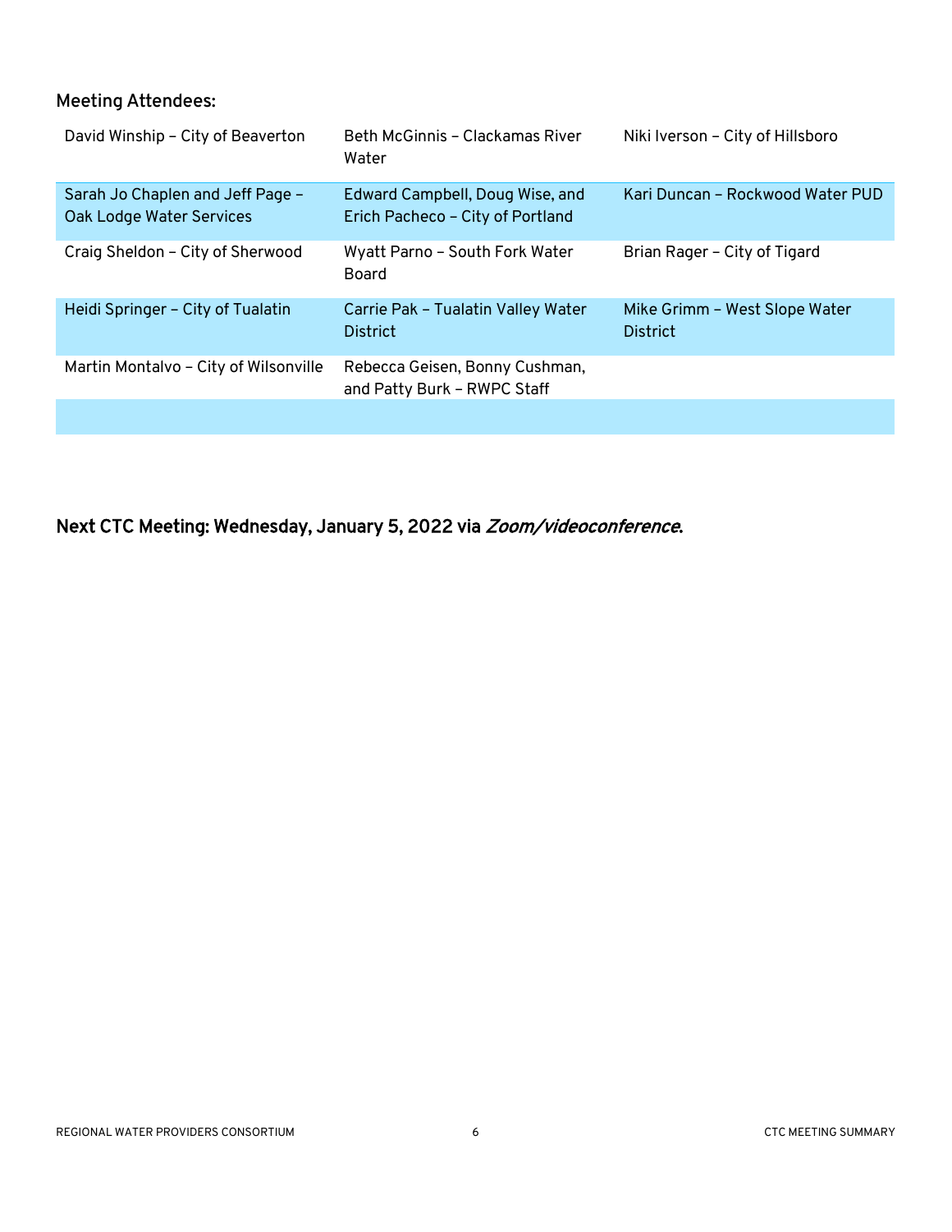### Meeting Attendees:

| | | |
|---|---|---|
| David Winship – City of Beaverton | Beth McGinnis – Clackamas River Water | Niki Iverson – City of Hillsboro |
| Sarah Jo Chaplen and Jeff Page – Oak Lodge Water Services | Edward Campbell, Doug Wise, and Erich Pacheco – City of Portland | Kari Duncan – Rockwood Water PUD |
| Craig Sheldon – City of Sherwood | Wyatt Parno – South Fork Water Board | Brian Rager – City of Tigard |
| Heidi Springer – City of Tualatin | Carrie Pak – Tualatin Valley Water District | Mike Grimm – West Slope Water District |
| Martin Montalvo – City of Wilsonville | Rebecca Geisen, Bonny Cushman, and Patty Burk – RWPC Staff | |
| | | |

### Next CTC Meeting: Wednesday, January 5, 2022 via *Zoom/videoconference*.